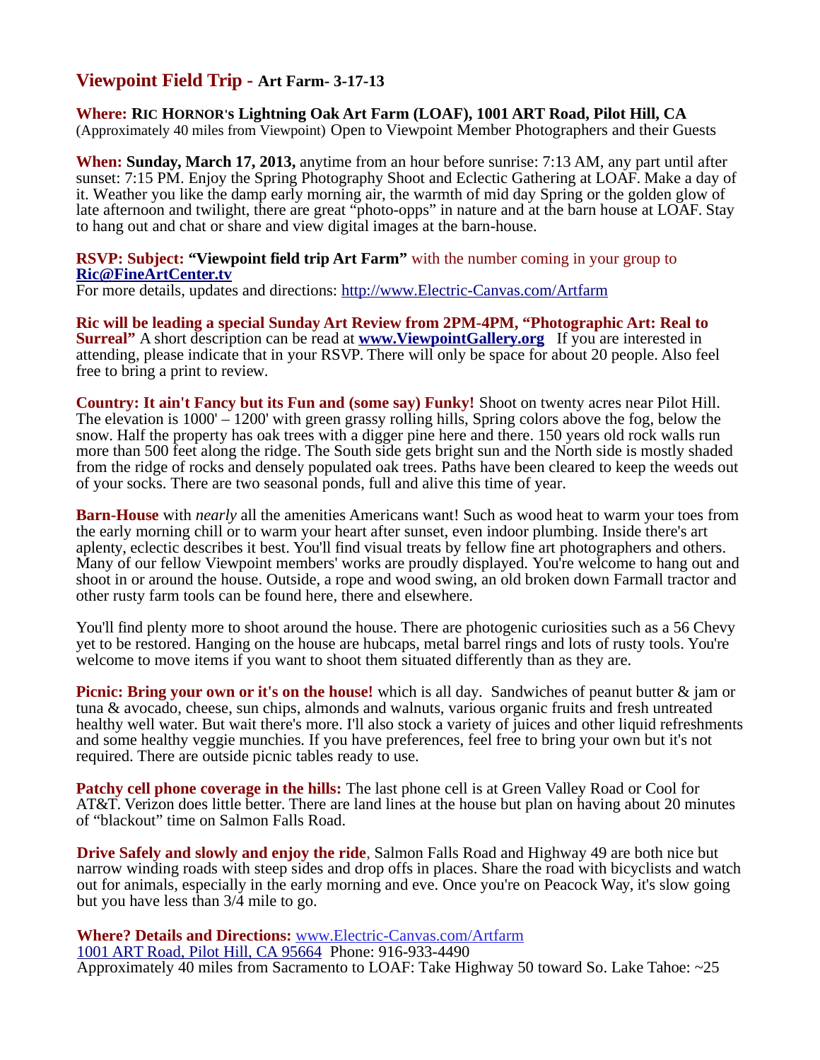## Viewpoint Field Trip - **Art Farm- 3-17-13**

**Where: RIC HORNOR'S Lightning Oak Art Farm (LOAF), 1001 ART Road, Pilot Hill, CA**
(Approximately 40 miles from Viewpoint) Open to Viewpoint Member Photographers and their Guests

**When: Sunday, March 17, 2013,** anytime from an hour before sunrise: 7:13 AM, any part until after sunset: 7:15 PM. Enjoy the Spring Photography Shoot and Eclectic Gathering at LOAF. Make a day of it. Weather you like the damp early morning air, the warmth of mid day Spring or the golden glow of late afternoon and twilight, there are great "photo-opps" in nature and at the barn house at LOAF. Stay to hang out and chat or share and view digital images at the barn-house.

**RSVP: Subject: "Viewpoint field trip Art Farm"** with the number coming in your group to **[Ric@FineArtCenter.tv](mailto:Ric@FineArtCenter.tv)**
For more details, updates and directions: [http://www.Electric-Canvas.com/Artfarm](http://www.Electric-Canvas.com/Artfarm)

**Ric will be leading a special Sunday Art Review from 2PM-4PM, "Photographic Art: Real to Surreal"** A short description can be read at **[www.ViewpointGallery.org](http://www.ViewpointGallery.org)** If you are interested in attending, please indicate that in your RSVP. There will only be space for about 20 people. Also feel free to bring a print to review.

**Country: It ain't Fancy but its Fun and (some say) Funky!** Shoot on twenty acres near Pilot Hill. The elevation is 1000' – 1200' with green grassy rolling hills, Spring colors above the fog, below the snow. Half the property has oak trees with a digger pine here and there. 150 years old rock walls run more than 500 feet along the ridge. The South side gets bright sun and the North side is mostly shaded from the ridge of rocks and densely populated oak trees. Paths have been cleared to keep the weeds out of your socks. There are two seasonal ponds, full and alive this time of year.

**Barn-House** with *nearly* all the amenities Americans want! Such as wood heat to warm your toes from the early morning chill or to warm your heart after sunset, even indoor plumbing. Inside there's art aplenty, eclectic describes it best. You'll find visual treats by fellow fine art photographers and others. Many of our fellow Viewpoint members' works are proudly displayed. You're welcome to hang out and shoot in or around the house. Outside, a rope and wood swing, an old broken down Farmall tractor and other rusty farm tools can be found here, there and elsewhere.

You'll find plenty more to shoot around the house. There are photogenic curiosities such as a 56 Chevy yet to be restored. Hanging on the house are hubcaps, metal barrel rings and lots of rusty tools. You're welcome to move items if you want to shoot them situated differently than as they are.

**Picnic: Bring your own or it's on the house!** which is all day. Sandwiches of peanut butter & jam or tuna & avocado, cheese, sun chips, almonds and walnuts, various organic fruits and fresh untreated healthy well water. But wait there's more. I'll also stock a variety of juices and other liquid refreshments and some healthy veggie munchies. If you have preferences, feel free to bring your own but it's not required. There are outside picnic tables ready to use.

**Patchy cell phone coverage in the hills:** The last phone cell is at Green Valley Road or Cool for AT&T. Verizon does little better. There are land lines at the house but plan on having about 20 minutes of "blackout" time on Salmon Falls Road.

**Drive Safely and slowly and enjoy the ride**, Salmon Falls Road and Highway 49 are both nice but narrow winding roads with steep sides and drop offs in places. Share the road with bicyclists and watch out for animals, especially in the early morning and eve. Once you're on Peacock Way, it's slow going but you have less than 3/4 mile to go.

**Where? Details and Directions:** [www.Electric-Canvas.com/Artfarm](http://www.Electric-Canvas.com/Artfarm)
1001 ART Road, Pilot Hill, CA 95664 Phone: 916-933-4490
Approximately 40 miles from Sacramento to LOAF: Take Highway 50 toward So. Lake Tahoe: ~25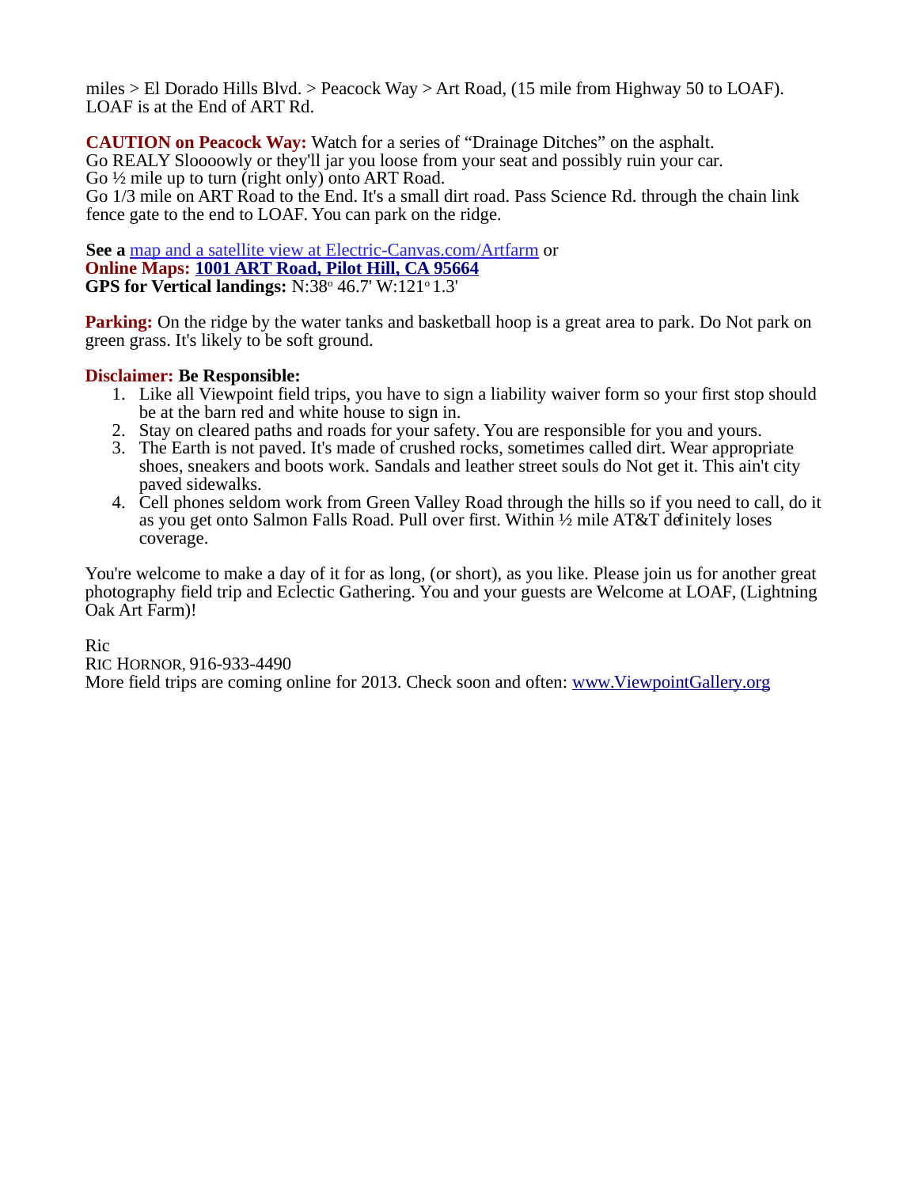miles > El Dorado Hills Blvd. > Peacock Way > Art Road, (15 mile from Highway 50 to LOAF). LOAF is at the End of ART Rd.

**CAUTION on Peacock Way:** Watch for a series of "Drainage Ditches" on the asphalt.
Go REALY Sloooowly or they'll jar you loose from your seat and possibly ruin your car.
Go ½ mile up to turn (right only) onto ART Road.
Go 1/3 mile on ART Road to the End. It's a small dirt road. Pass Science Rd. through the chain link fence gate to the end to LOAF. You can park on the ridge.

**See a** map and a satellite view at Electric-Canvas.com/Artfarm or
**Online Maps: 1001 ART Road, Pilot Hill, CA 95664**
**GPS for Vertical landings:** N:38° 46.7' W:121° 1.3'

**Parking:** On the ridge by the water tanks and basketball hoop is a great area to park. Do Not park on green grass. It's likely to be soft ground.

**Disclaimer: Be Responsible:**

1. Like all Viewpoint field trips, you have to sign a liability waiver form so your first stop should be at the barn red and white house to sign in.
2. Stay on cleared paths and roads for your safety. You are responsible for you and yours.
3. The Earth is not paved. It's made of crushed rocks, sometimes called dirt. Wear appropriate shoes, sneakers and boots work. Sandals and leather street souls do Not get it. This ain't city paved sidewalks.
4. Cell phones seldom work from Green Valley Road through the hills so if you need to call, do it as you get onto Salmon Falls Road. Pull over first. Within ½ mile AT&T definitely loses coverage.

You're welcome to make a day of it for as long, (or short), as you like. Please join us for another great photography field trip and Eclectic Gathering. You and your guests are Welcome at LOAF, (Lightning Oak Art Farm)!

Ric
RIC HORNOR, 916-933-4490
More field trips are coming online for 2013. Check soon and often: www.ViewpointGallery.org